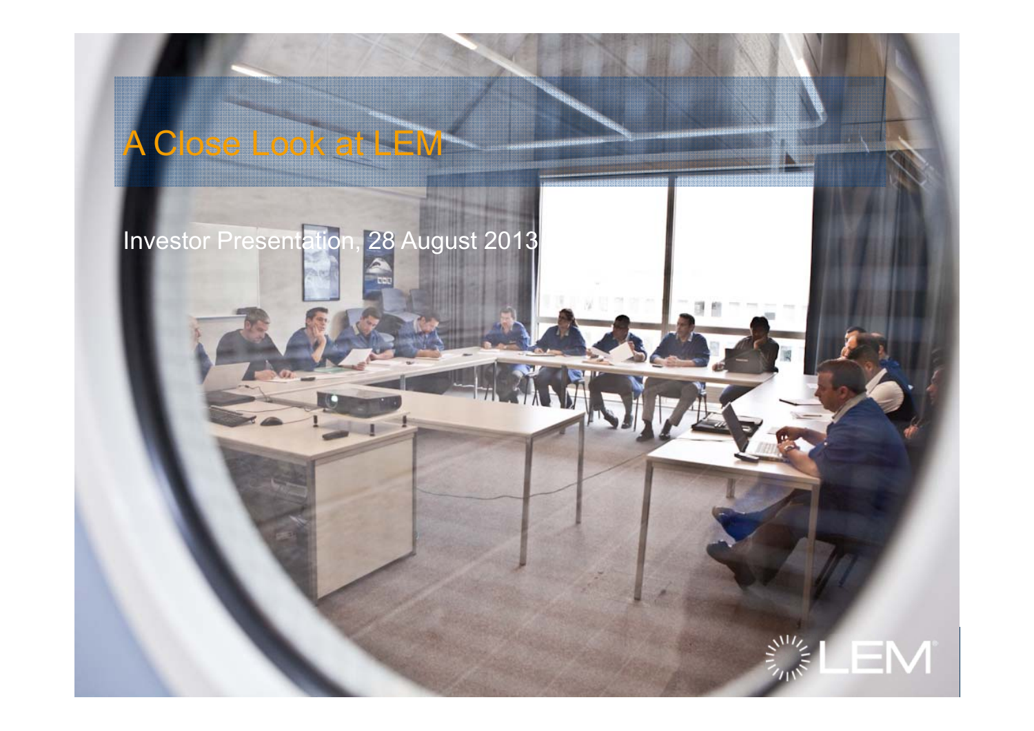# A Close Look at LEM

Investor Presentation, 28 August 2013

LEM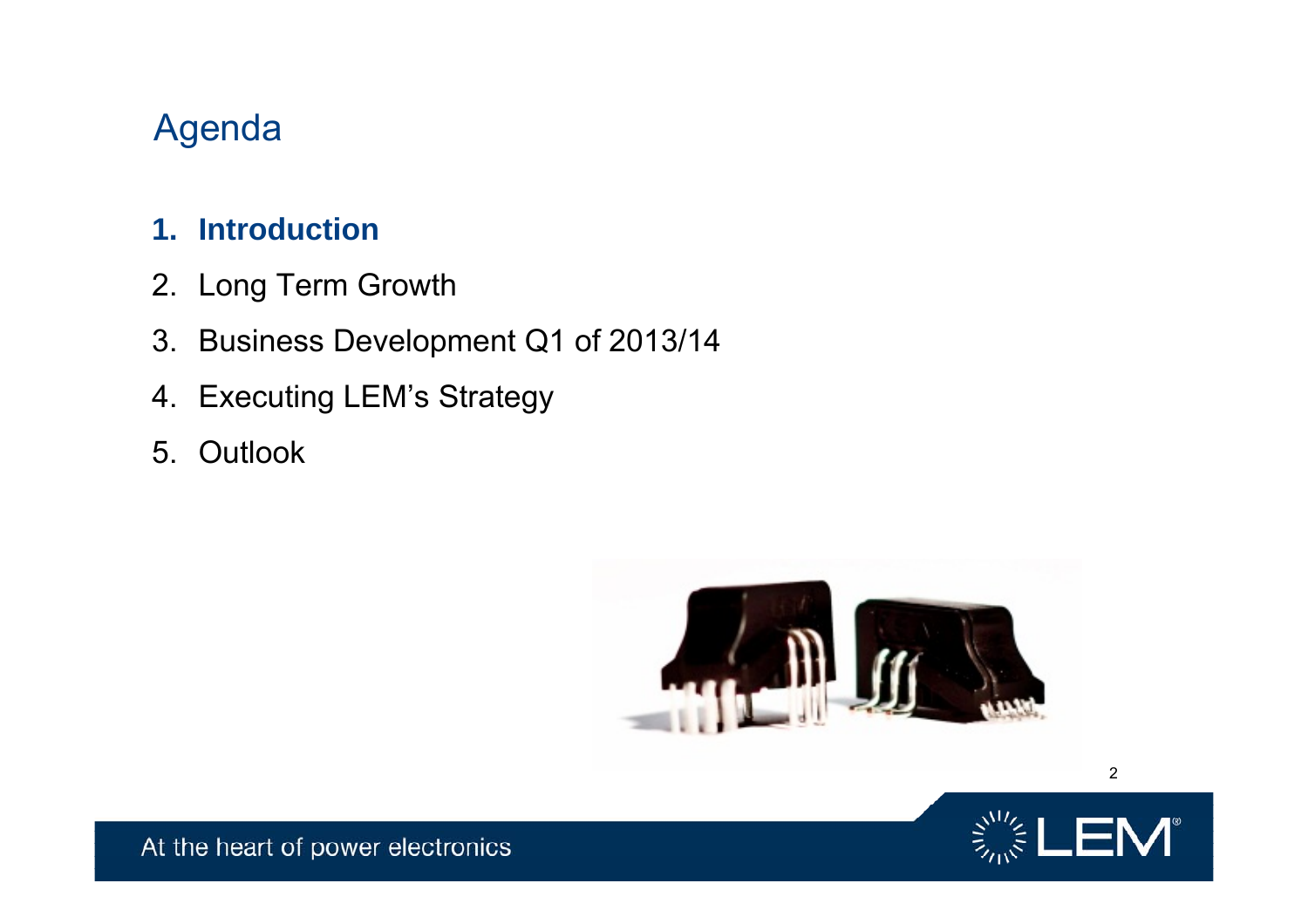# Agenda

1. **Introduction**
2. Long Term Growth
3. Business Development Q1 of 2013/14
4. Executing LEM's Strategy
5. Outlook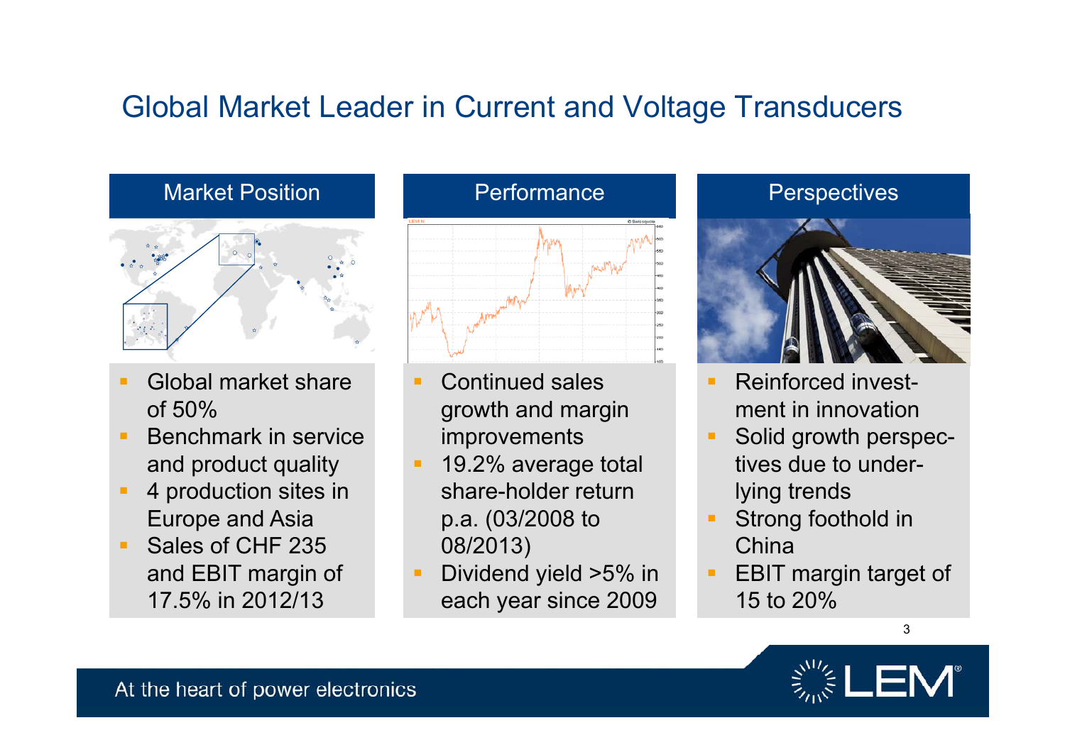# Global Market Leader in Current and Voltage Transducers

## Market Position

- Global market share of 50%
- Benchmark in service and product quality
- 4 production sites in Europe and Asia
- Sales of CHF 235 and EBIT margin of 17.5% in 2012/13

## Performance

- Continued sales growth and margin improvements
- 19.2% average total share-holder return p.a. (03/2008 to 08/2013)
- Dividend yield >5% in each year since 2009

## Perspectives

- Reinforced invest-ment in innovation
- Solid growth perspec-tives due to under-lying trends
- Strong foothold in China
- EBIT margin target of 15 to 20%

At the heart of power electronics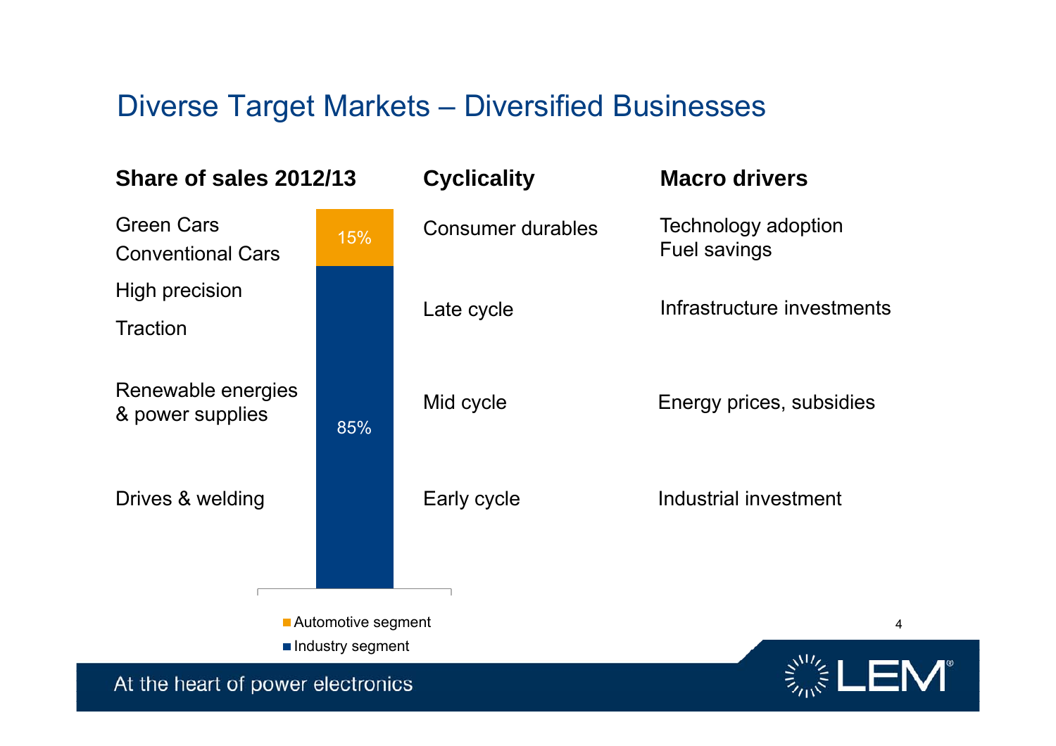# Diverse Target Markets – Diversified Businesses

| Share of sales 2012/13 | | Cyclicality | Macro drivers |
|---|---|---|---|
| Green Cars<br>Conventional Cars | 15% | Consumer durables | Technology adoption<br>Fuel savings |
| High precision<br>Traction | 85% | Late cycle | Infrastructure investments |
| Renewable energies & power supplies | | Mid cycle | Energy prices, subsidies |
| Drives & welding | | Early cycle | Industrial investment |

- Automotive segment
- Industry segment

At the heart of power electronics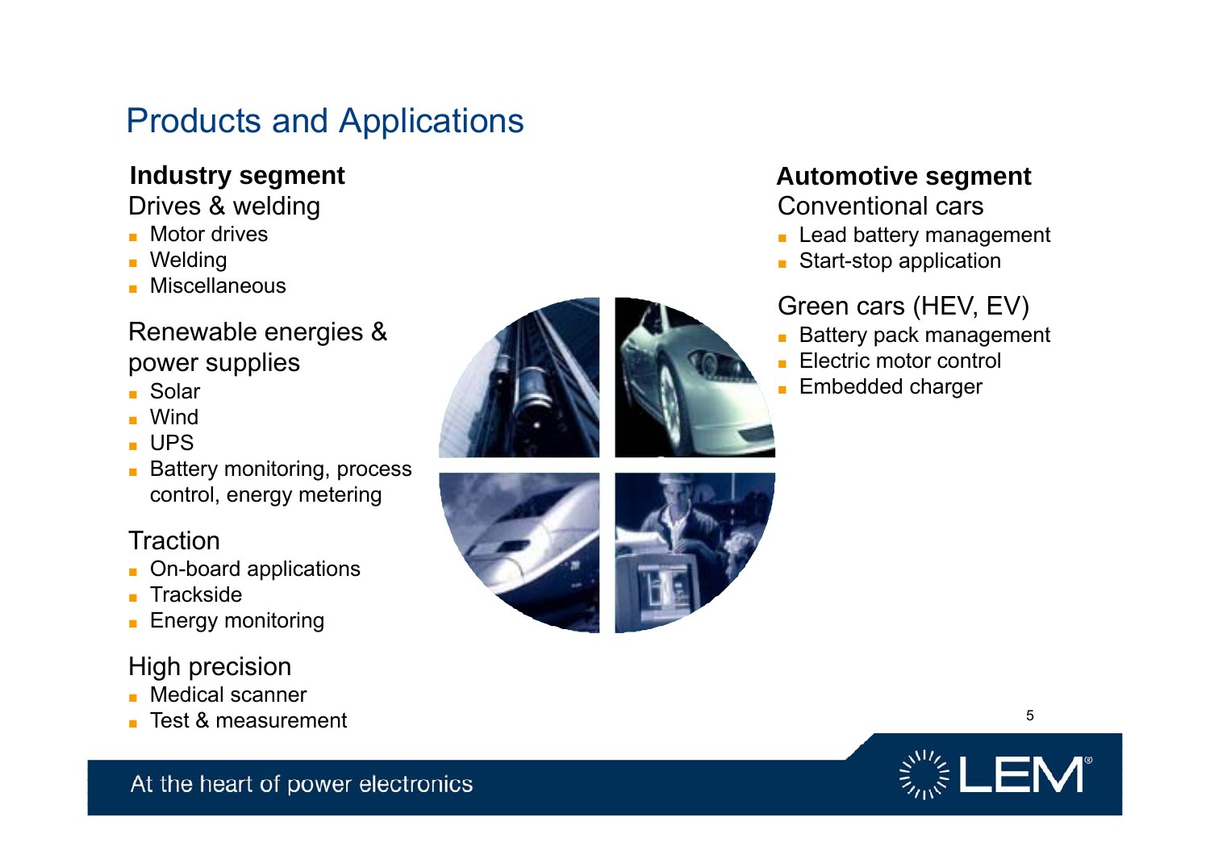# Products and Applications

**Industry segment**

Drives & welding

- Motor drives
- Welding
- Miscellaneous

Renewable energies & power supplies

- Solar
- Wind
- UPS
- Battery monitoring, process control, energy metering

Traction

- On-board applications
- Trackside
- Energy monitoring

High precision

- Medical scanner
- Test & measurement

**Automotive segment**

Conventional cars

- Lead battery management
- Start-stop application

Green cars (HEV, EV)

- Battery pack management
- Electric motor control
- Embedded charger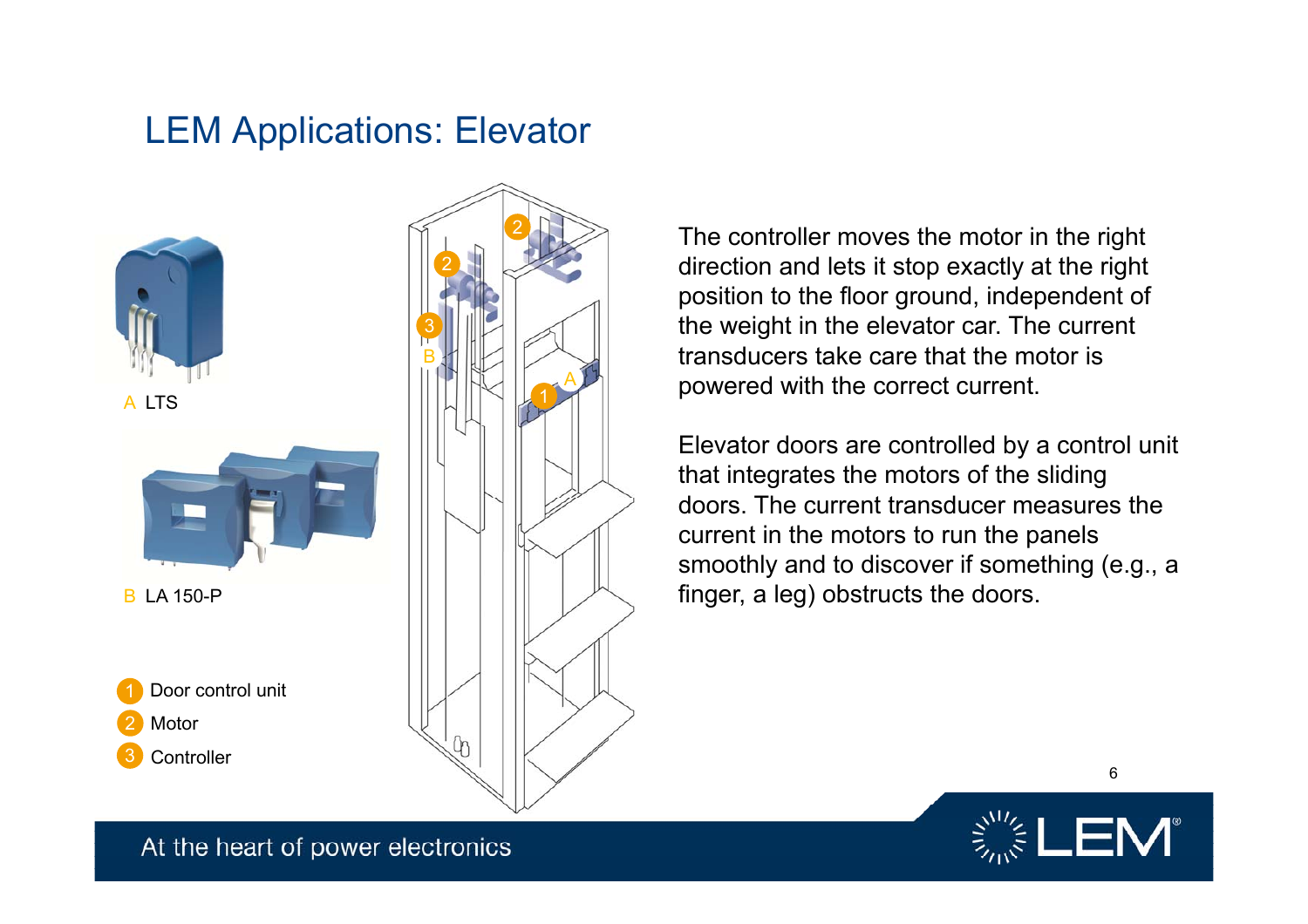# LEM Applications: Elevator

A LTS

B LA 150-P

1 Door control unit

2 Motor

3 Controller

The controller moves the motor in the right direction and lets it stop exactly at the right position to the floor ground, independent of the weight in the elevator car. The current transducers take care that the motor is powered with the correct current.

Elevator doors are controlled by a control unit that integrates the motors of the sliding doors. The current transducer measures the current in the motors to run the panels smoothly and to discover if something (e.g., a finger, a leg) obstructs the doors.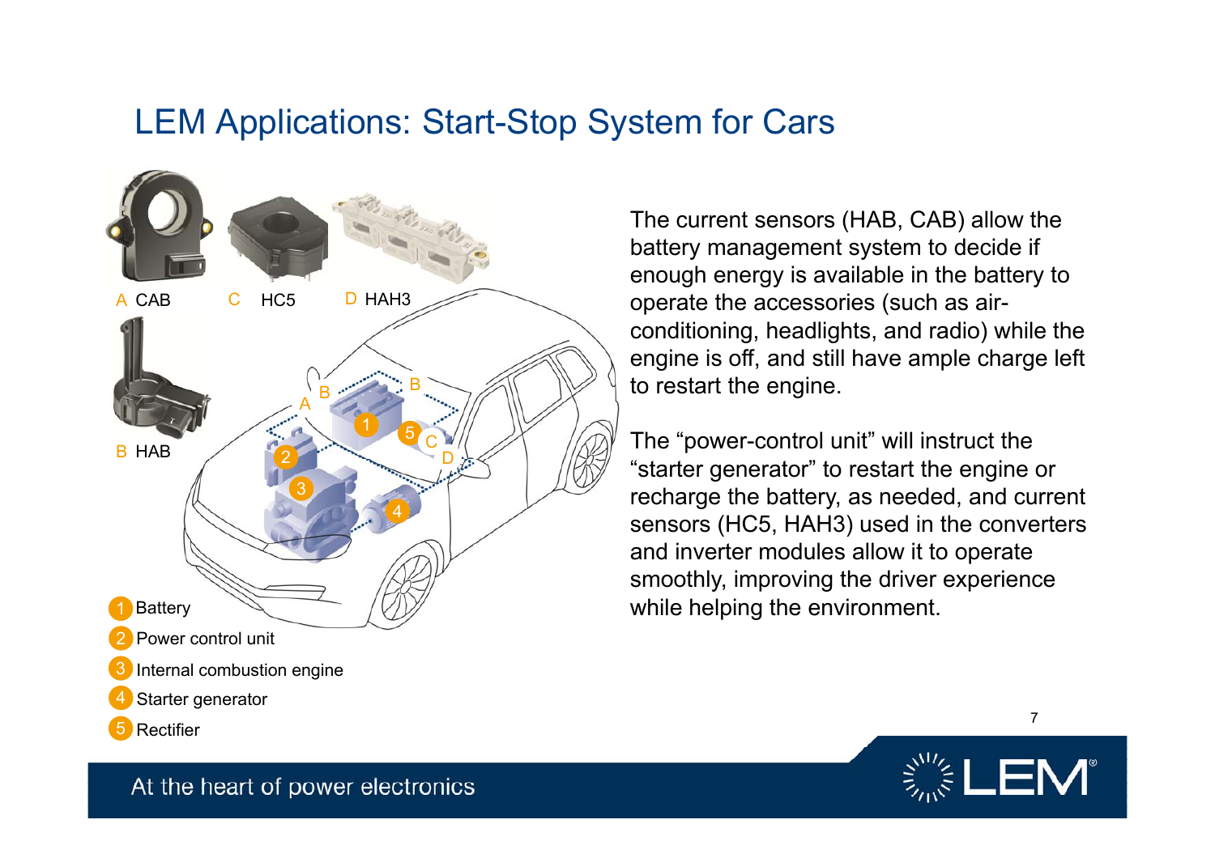# LEM Applications: Start-Stop System for Cars

A CAB

C HC5

D HAH3

B HAB

1. Battery
2. Power control unit
3. Internal combustion engine
4. Starter generator
5. Rectifier

The current sensors (HAB, CAB) allow the battery management system to decide if enough energy is available in the battery to operate the accessories (such as air-conditioning, headlights, and radio) while the engine is off, and still have ample charge left to restart the engine.

The "power-control unit" will instruct the "starter generator" to restart the engine or recharge the battery, as needed, and current sensors (HC5, HAH3) used in the converters and inverter modules allow it to operate smoothly, improving the driver experience while helping the environment.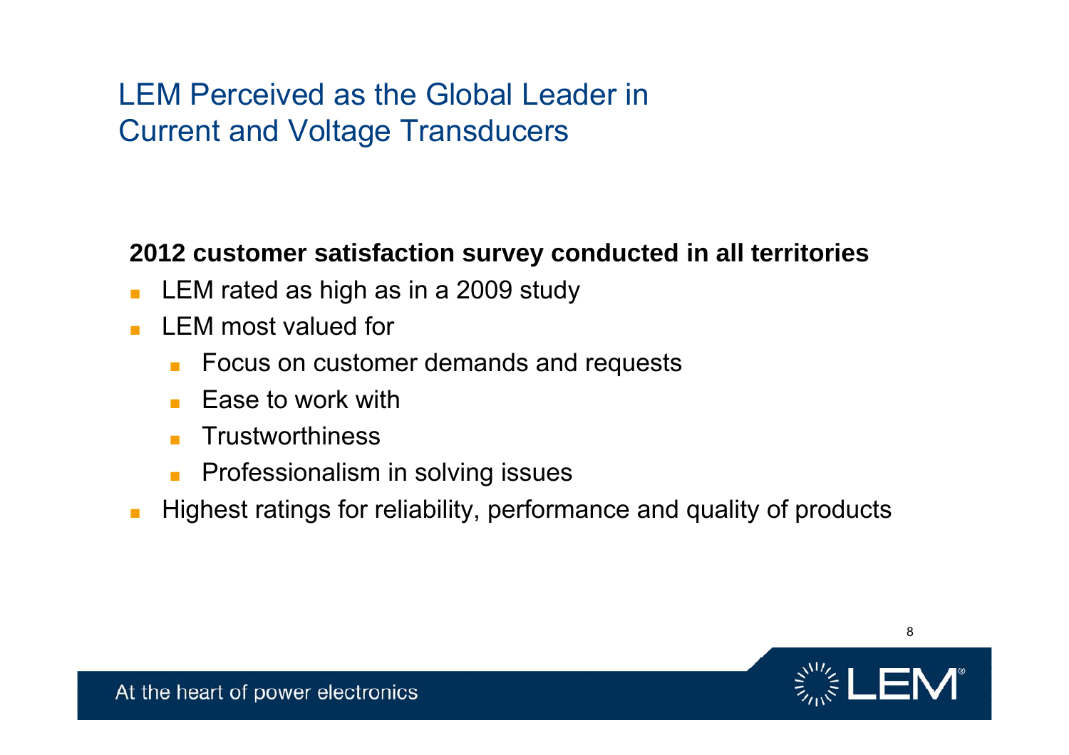# LEM Perceived as the Global Leader in Current and Voltage Transducers

**2012 customer satisfaction survey conducted in all territories**

- LEM rated as high as in a 2009 study
- LEM most valued for
  - Focus on customer demands and requests
  - Ease to work with
  - Trustworthiness
  - Professionalism in solving issues
- Highest ratings for reliability, performance and quality of products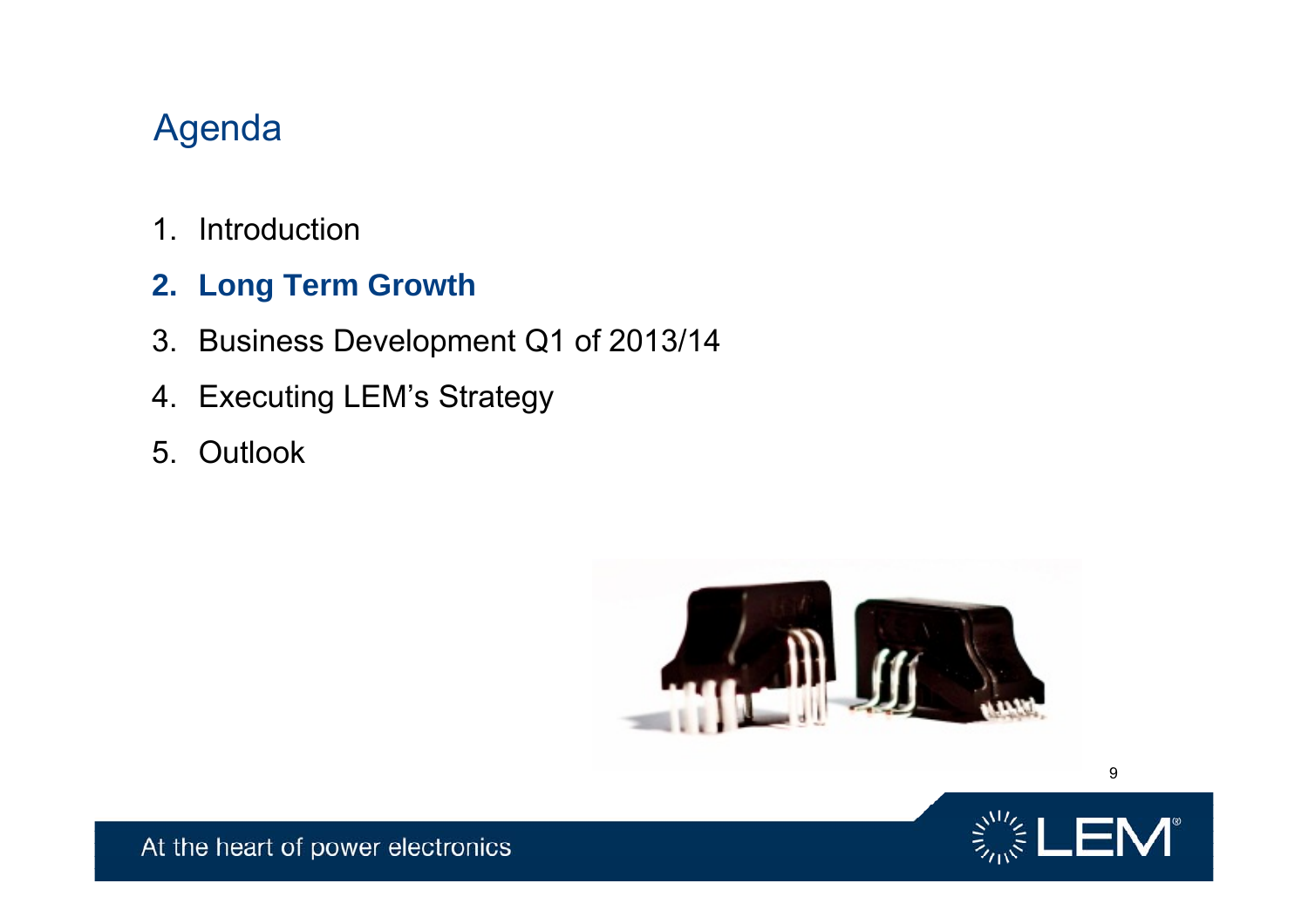# Agenda

1. Introduction
2. **Long Term Growth**
3. Business Development Q1 of 2013/14
4. Executing LEM's Strategy
5. Outlook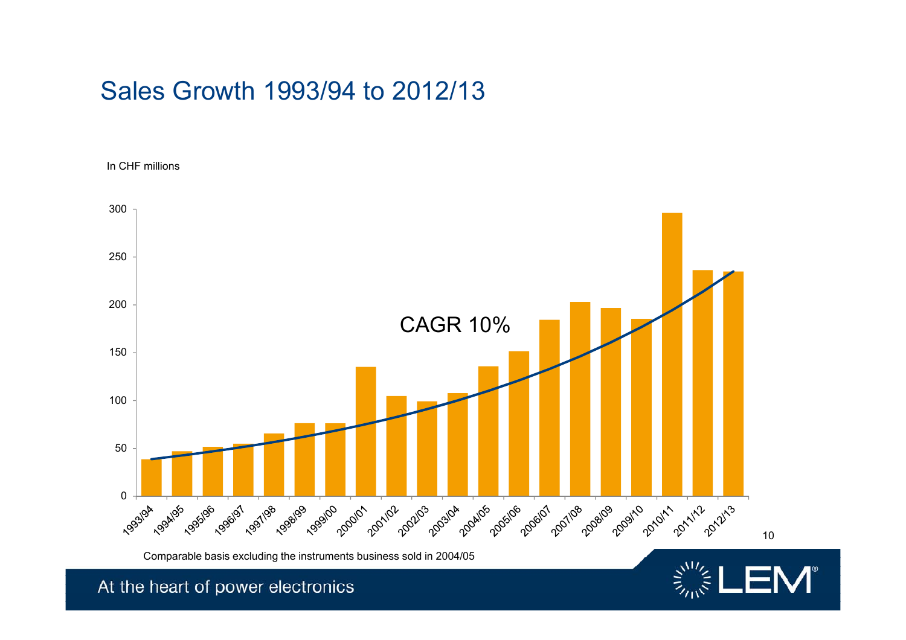# Sales Growth 1993/94 to 2012/13

In CHF millions

CAGR 10%

Comparable basis excluding the instruments business sold in 2004/05

At the heart of power electronics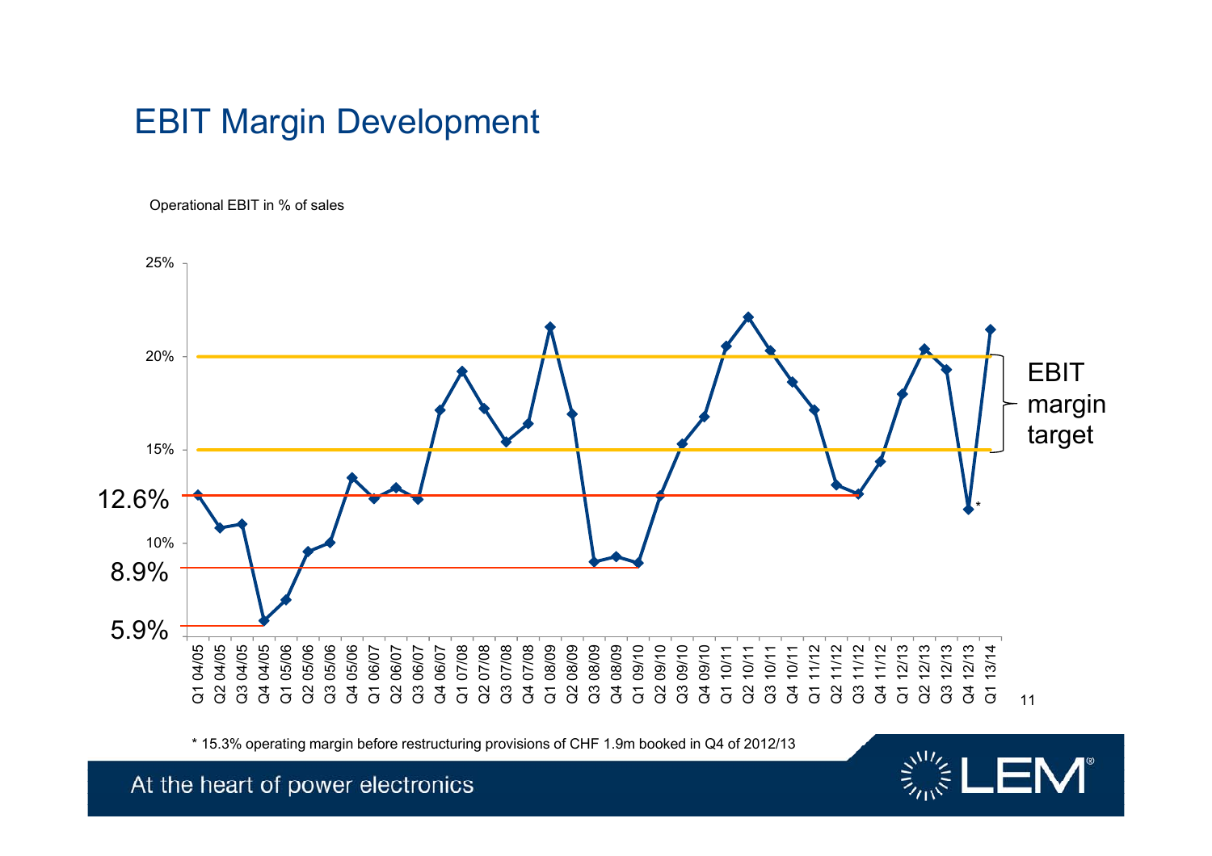# EBIT Margin Development

Operational EBIT in % of sales

| Quarter | Operational EBIT in % of sales |
|---|---|
| Q1 04/05 | ~12.6% |
| Q2 04/05 | ~10.8% |
| Q3 04/05 | ~11.0% |
| Q4 04/05 | ~5.9% |
| Q1 05/06 | ~7.0% |
| Q2 05/06 | ~9.5% |
| Q3 05/06 | ~10.0% |
| Q4 05/06 | ~13.5% |
| Q1 06/07 | ~12.4% |
| Q2 06/07 | ~12.9% |
| Q3 06/07 | ~12.4% |
| Q4 06/07 | ~17.1% |
| Q1 07/08 | ~19.2% |
| Q2 07/08 | ~17.2% |
| Q3 07/08 | ~15.4% |
| Q4 07/08 | ~16.4% |
| Q1 08/09 | ~21.6% |
| Q2 08/09 | ~16.9% |
| Q3 08/09 | ~9.0% |
| Q4 08/09 | ~9.2% |
| Q1 09/10 | ~8.9% |
| Q2 09/10 | ~12.6% |
| Q3 09/10 | ~15.3% |
| Q4 09/10 | ~16.7% |
| Q1 10/11 | ~20.6% |
| Q2 10/11 | ~22.1% |
| Q3 10/11 | ~20.3% |
| Q4 10/11 | ~18.6% |
| Q1 11/12 | ~17.1% |
| Q2 11/12 | ~13.0% |
| Q3 11/12 | ~12.6% |
| Q4 11/12 | ~14.4% |
| Q1 12/13 | ~18.0% |
| Q2 12/13 | ~20.4% |
| Q3 12/13 | ~19.3% |
| Q4 12/13 | ~11.8%* |
| Q1 13/14 | ~21.5% |

Reference lines: 5.9%, 8.9%, 12.6%. EBIT margin target: 15% – 20%.

\* 15.3% operating margin before restructuring provisions of CHF 1.9m booked in Q4 of 2012/13

At the heart of power electronics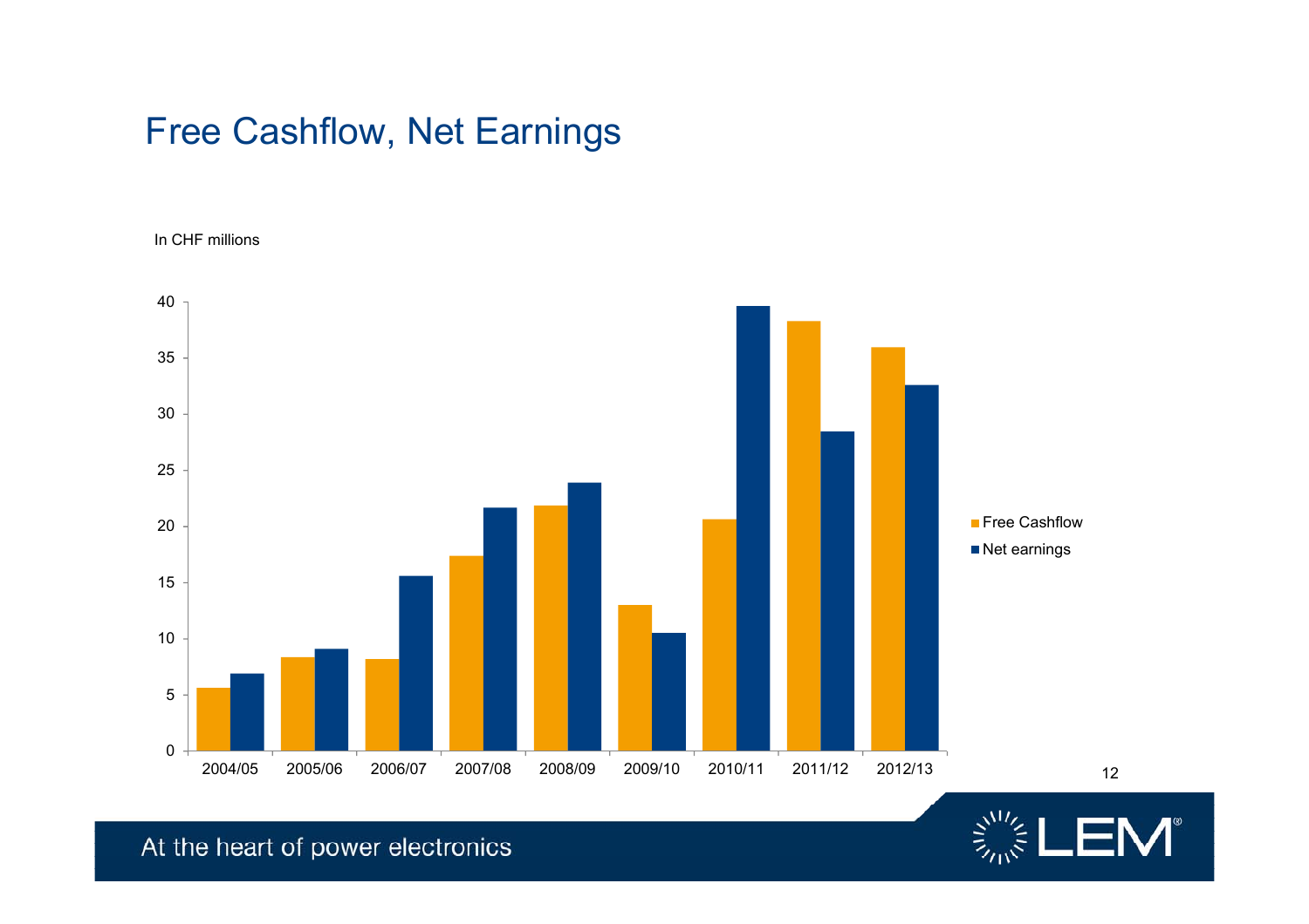# Free Cashflow, Net Earnings

In CHF millions

| | Free Cashflow | Net earnings |
|---|---|---|
| 2004/05 | 5.6 | 6.9 |
| 2005/06 | 8.4 | 9.1 |
| 2006/07 | 8.2 | 15.6 |
| 2007/08 | 17.4 | 21.7 |
| 2008/09 | 21.9 | 23.9 |
| 2009/10 | 13.0 | 10.5 |
| 2010/11 | 20.6 | 39.6 |
| 2011/12 | 38.3 | 28.5 |
| 2012/13 | 35.9 | 32.6 |

At the heart of power electronics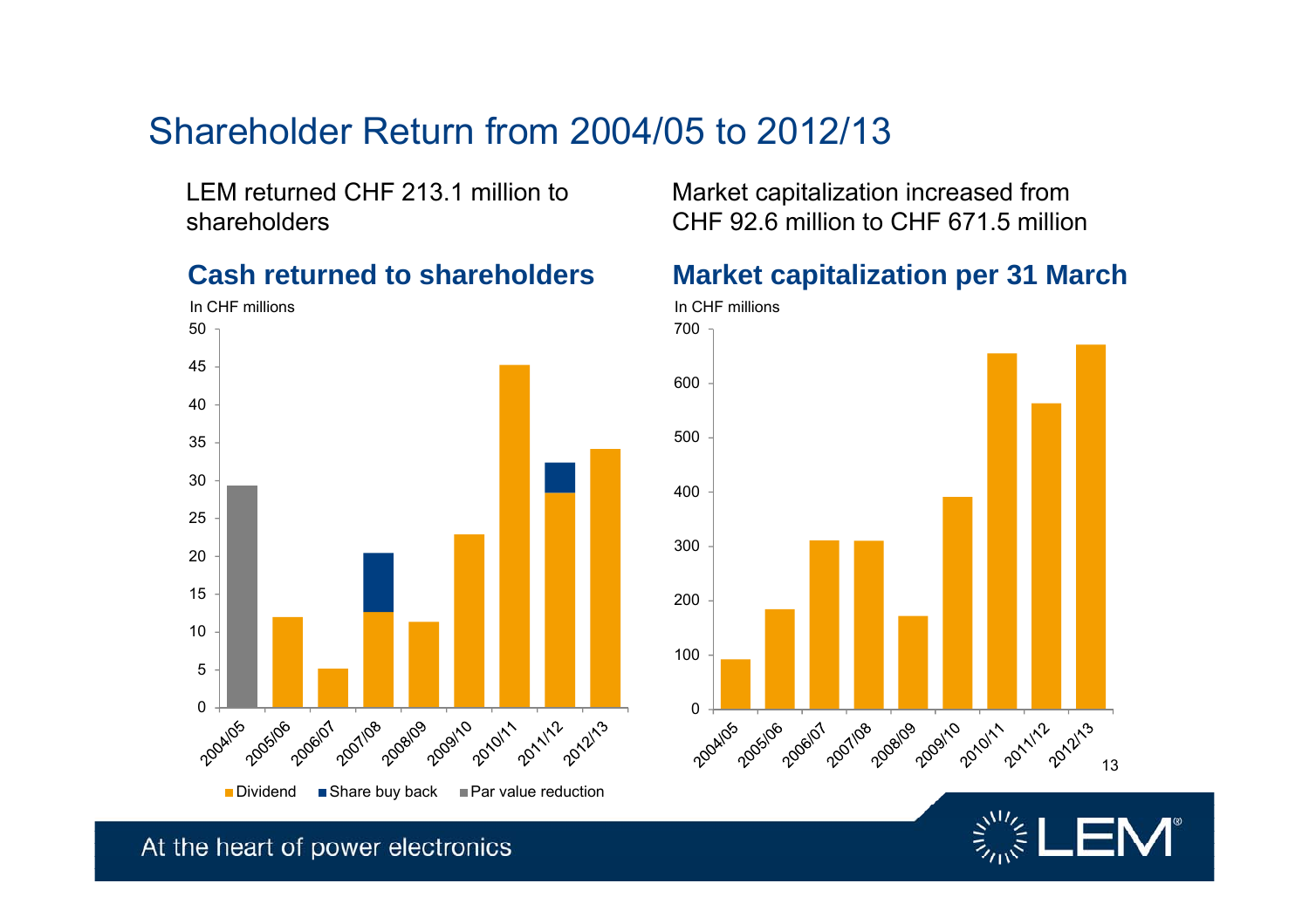# Shareholder Return from 2004/05 to 2012/13

LEM returned CHF 213.1 million to shareholders

Market capitalization increased from CHF 92.6 million to CHF 671.5 million

## Cash returned to shareholders

In CHF millions

Dividend · Share buy back · Par value reduction

## Market capitalization per 31 March

In CHF millions

At the heart of power electronics

LEM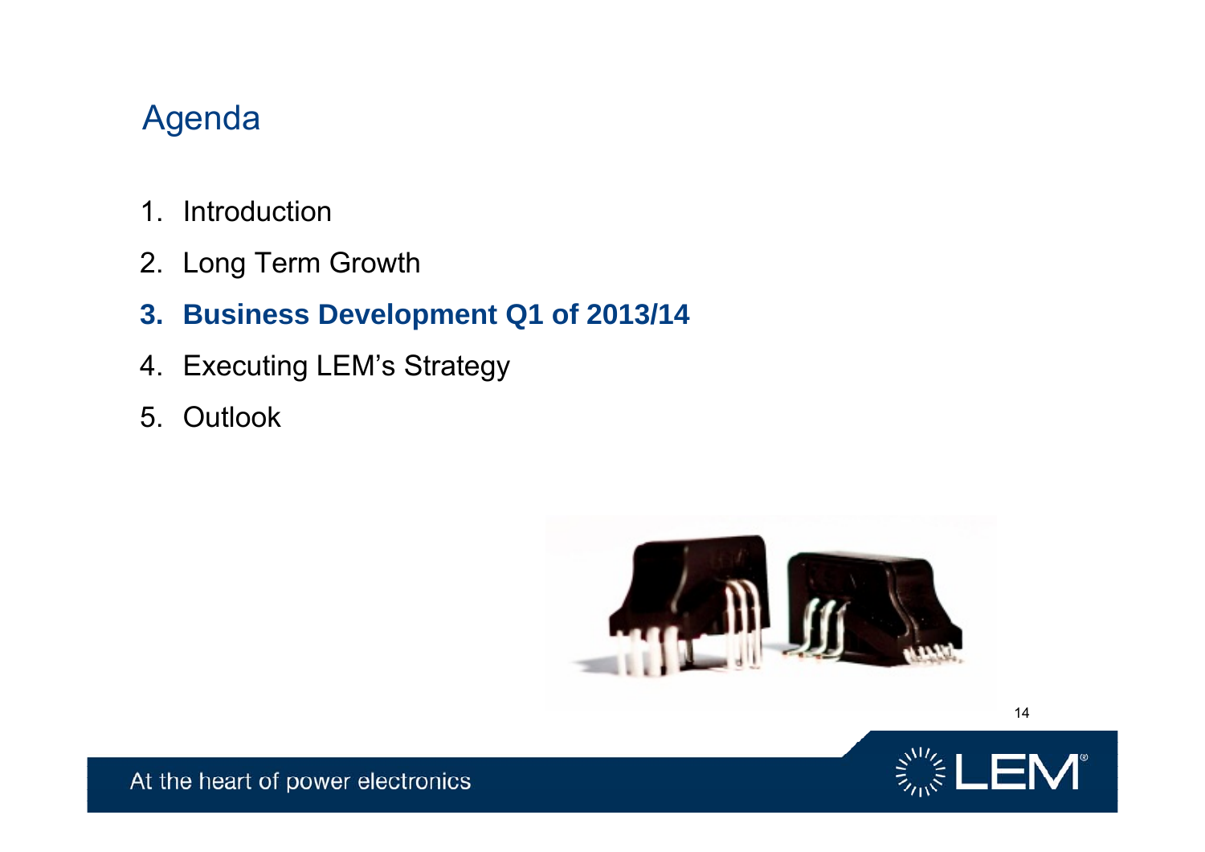# Agenda

1. Introduction
2. Long Term Growth
3. **Business Development Q1 of 2013/14**
4. Executing LEM's Strategy
5. Outlook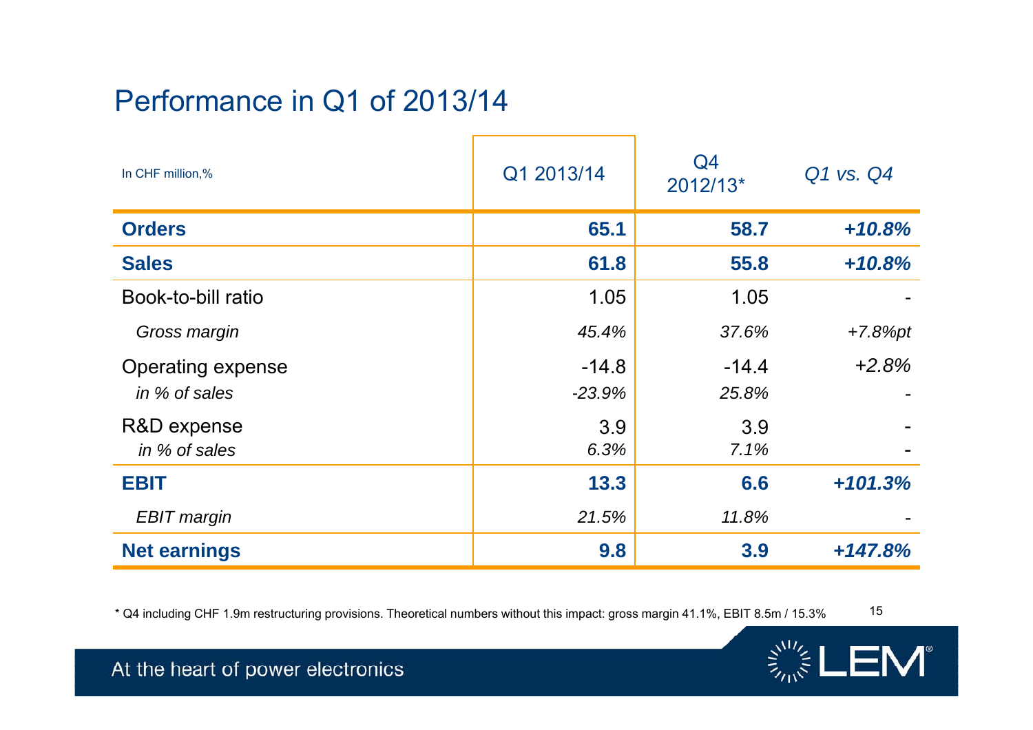# Performance in Q1 of 2013/14

| In CHF million,% | Q1 2013/14 | Q4 2012/13* | *Q1 vs. Q4* |
|---|---|---|---|
| **Orders** | **65.1** | **58.7** | ***+10.8%*** |
| **Sales** | **61.8** | **55.8** | ***+10.8%*** |
| Book-to-bill ratio | 1.05 | 1.05 | - |
| *Gross margin* | *45.4%* | *37.6%* | *+7.8%pt* |
| Operating expense | -14.8 | -14.4 | *+2.8%* |
| *in % of sales* | *-23.9%* | *25.8%* | - |
| R&D expense | 3.9 | 3.9 | - |
| *in % of sales* | *6.3%* | *7.1%* | - |
| **EBIT** | **13.3** | **6.6** | ***+101.3%*** |
| *EBIT margin* | *21.5%* | *11.8%* | - |
| **Net earnings** | **9.8** | **3.9** | ***+147.8%*** |

* Q4 including CHF 1.9m restructuring provisions. Theoretical numbers without this impact: gross margin 41.1%, EBIT 8.5m / 15.3%

At the heart of power electronics

LEM®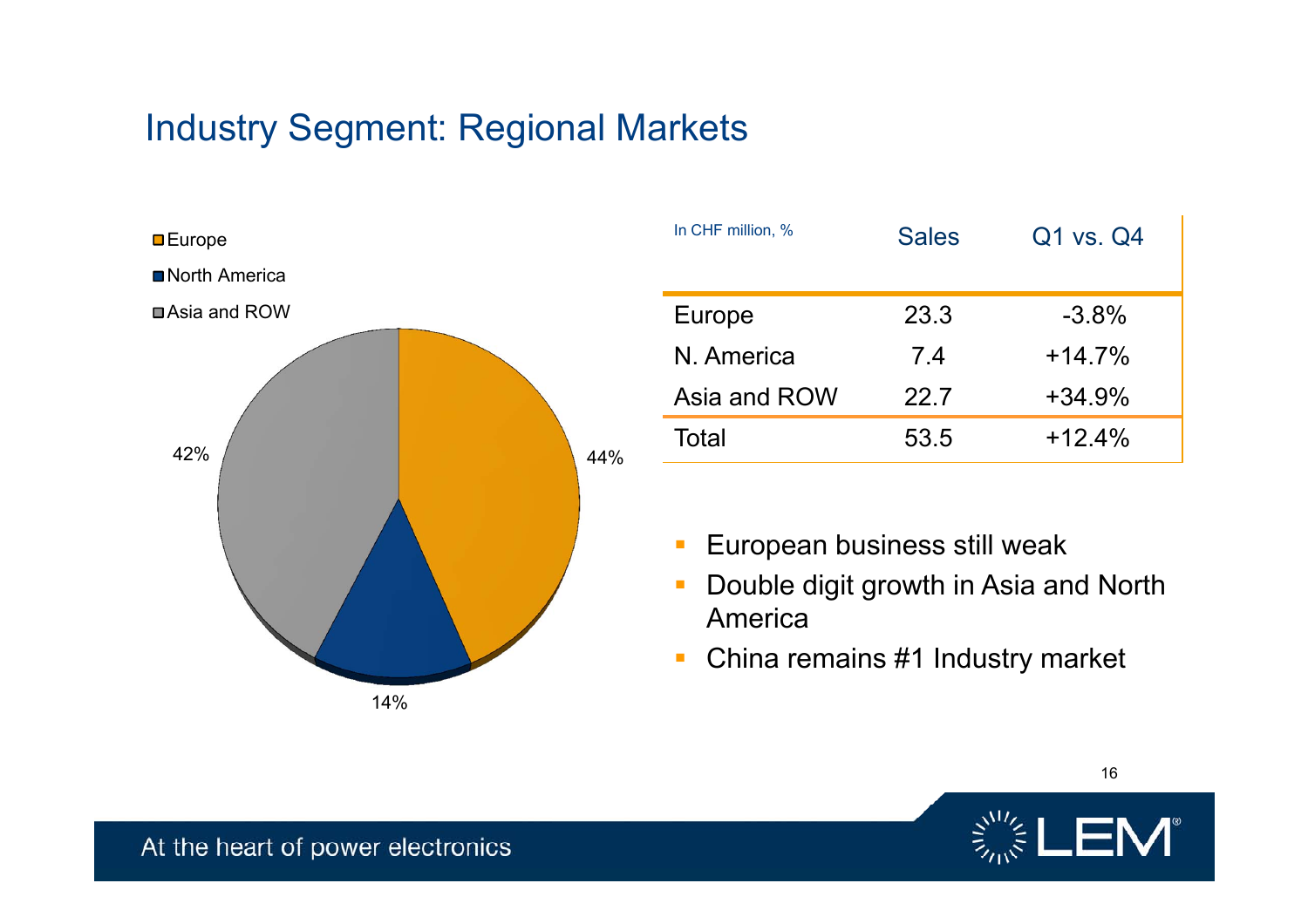# Industry Segment: Regional Markets

- Europe: 44%
- North America: 14%
- Asia and ROW: 42%

| In CHF million, % | Sales | Q1 vs. Q4 |
|---|---|---|
| Europe | 23.3 | -3.8% |
| N. America | 7.4 | +14.7% |
| Asia and ROW | 22.7 | +34.9% |
| Total | 53.5 | +12.4% |

- European business still weak
- Double digit growth in Asia and North America
- China remains #1 Industry market

At the heart of power electronics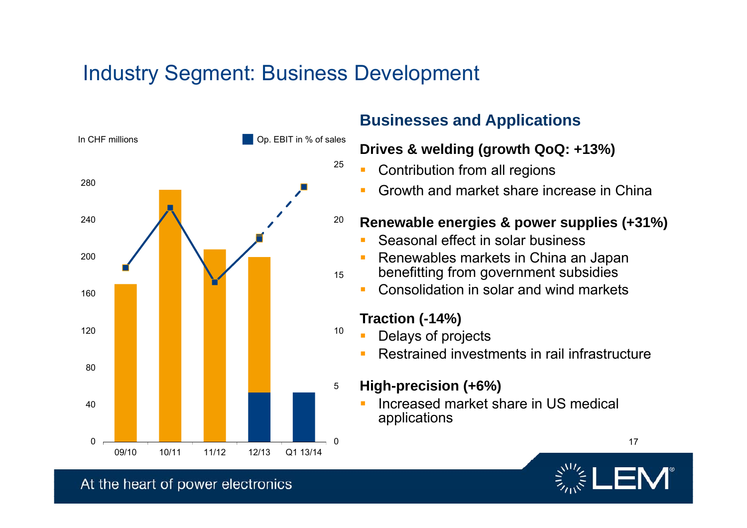# Industry Segment: Business Development

In CHF millions

Op. EBIT in % of sales

| | 09/10 | 10/11 | 11/12 | 12/13 | Q1 13/14 |
|---|---|---|---|---|---|

## Businesses and Applications

**Drives & welding (growth QoQ: +13%)**

- Contribution from all regions
- Growth and market share increase in China

**Renewable energies & power supplies (+31%)**

- Seasonal effect in solar business
- Renewables markets in China an Japan benefitting from government subsidies
- Consolidation in solar and wind markets

**Traction (-14%)**

- Delays of projects
- Restrained investments in rail infrastructure

**High-precision (+6%)**

- Increased market share in US medical applications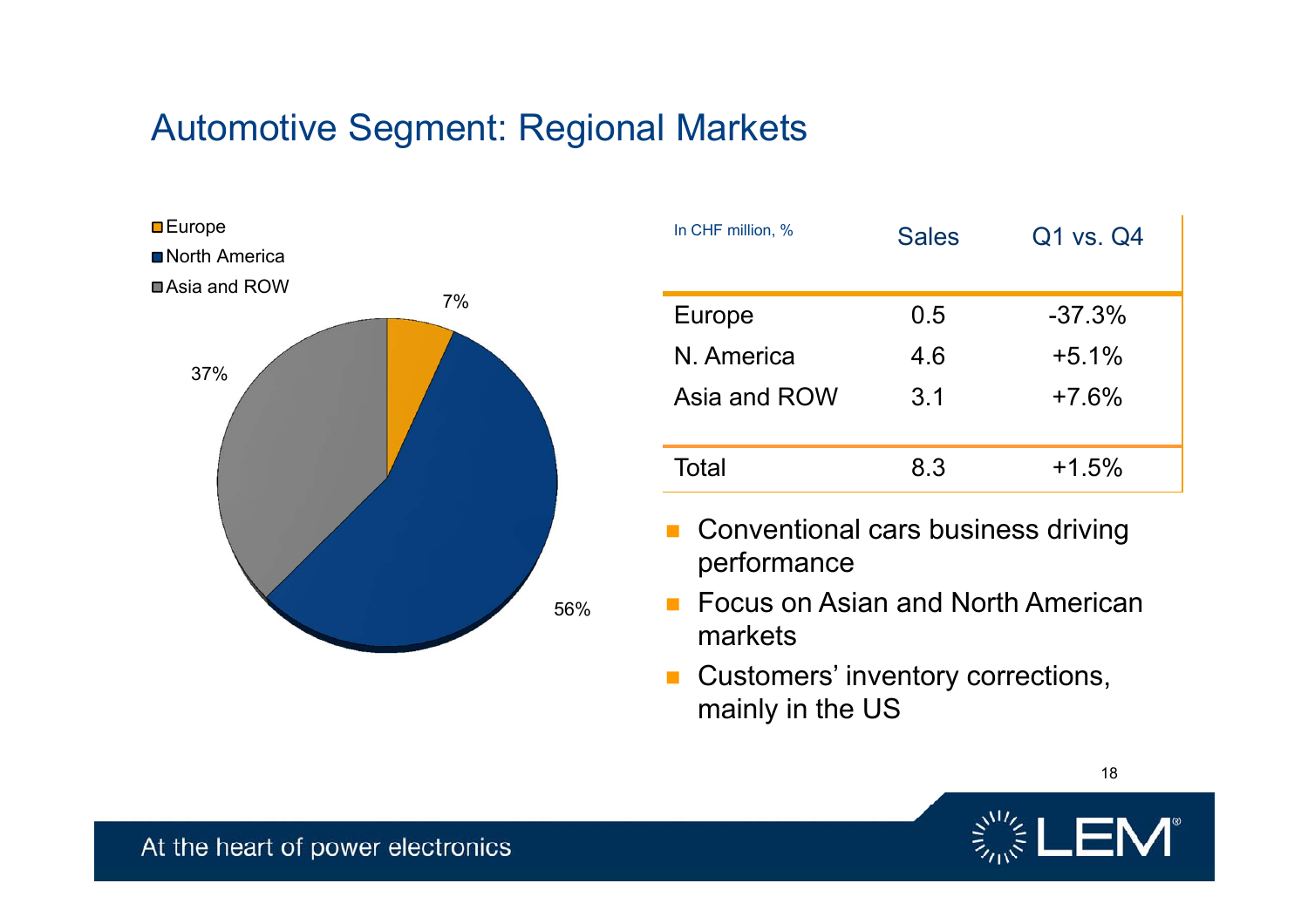# Automotive Segment: Regional Markets

- Europe
- North America
- Asia and ROW

7%

37%

56%

| In CHF million, % | Sales | Q1 vs. Q4 |
|---|---|---|
| Europe | 0.5 | -37.3% |
| N. America | 4.6 | +5.1% |
| Asia and ROW | 3.1 | +7.6% |
| Total | 8.3 | +1.5% |

- Conventional cars business driving performance
- Focus on Asian and North American markets
- Customers' inventory corrections, mainly in the US

At the heart of power electronics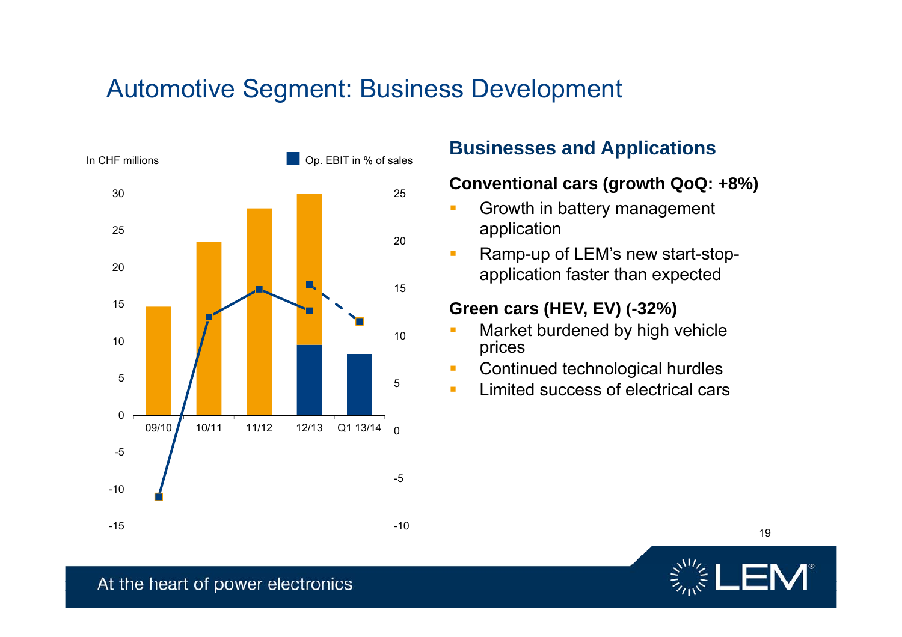# Automotive Segment: Business Development

In CHF millions

Op. EBIT in % of sales

| | 09/10 | 10/11 | 11/12 | 12/13 | Q1 13/14 |
|---|---|---|---|---|---|

## Businesses and Applications

**Conventional cars (growth QoQ: +8%)**

- Growth in battery management application
- Ramp-up of LEM's new start-stop-application faster than expected

**Green cars (HEV, EV) (-32%)**

- Market burdened by high vehicle prices
- Continued technological hurdles
- Limited success of electrical cars

At the heart of power electronics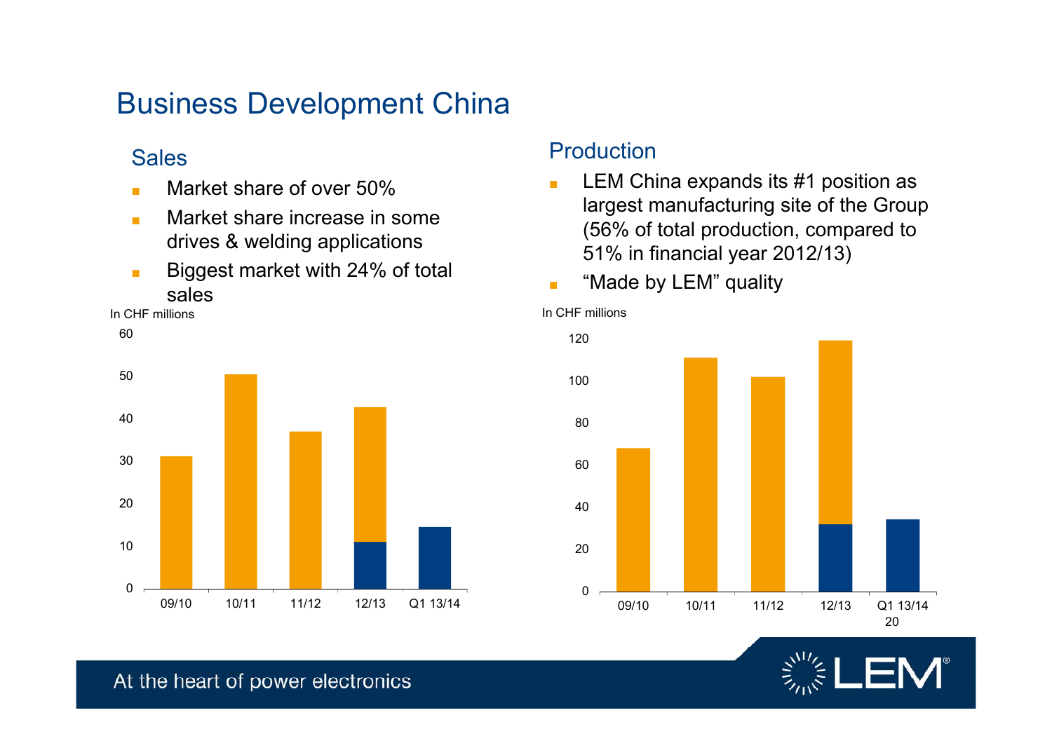# Business Development China

## Sales

- Market share of over 50%
- Market share increase in some drives & welding applications
- Biggest market with 24% of total sales

In CHF millions

60

50

40

30

20

10

0

09/10 10/11 11/12 12/13 Q1 13/14

## Production

- LEM China expands its #1 position as largest manufacturing site of the Group (56% of total production, compared to 51% in financial year 2012/13)
- "Made by LEM" quality

In CHF millions

120

100

80

60

40

20

0

09/10 10/11 11/12 12/13 Q1 13/14

At the heart of power electronics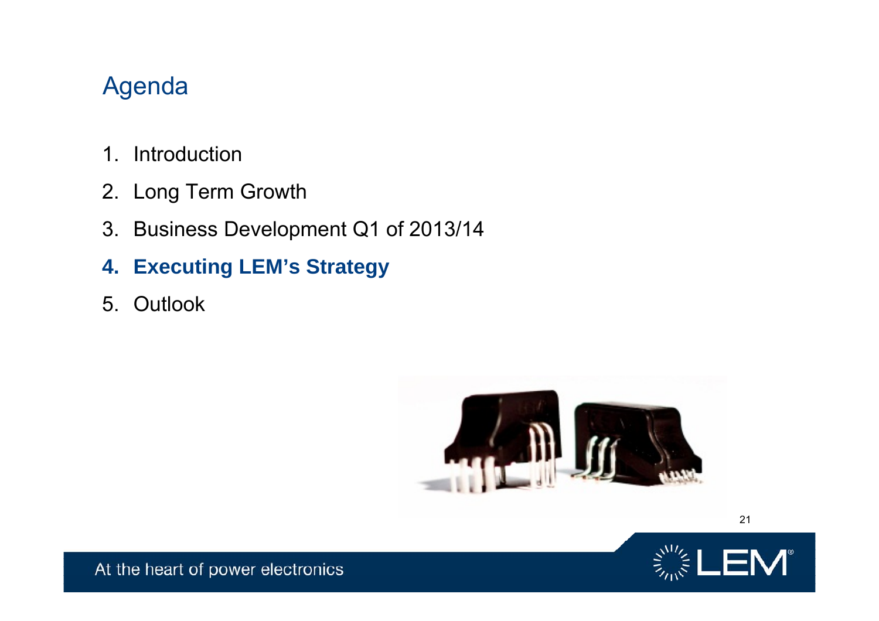# Agenda

1. Introduction
2. Long Term Growth
3. Business Development Q1 of 2013/14
4. **Executing LEM's Strategy**
5. Outlook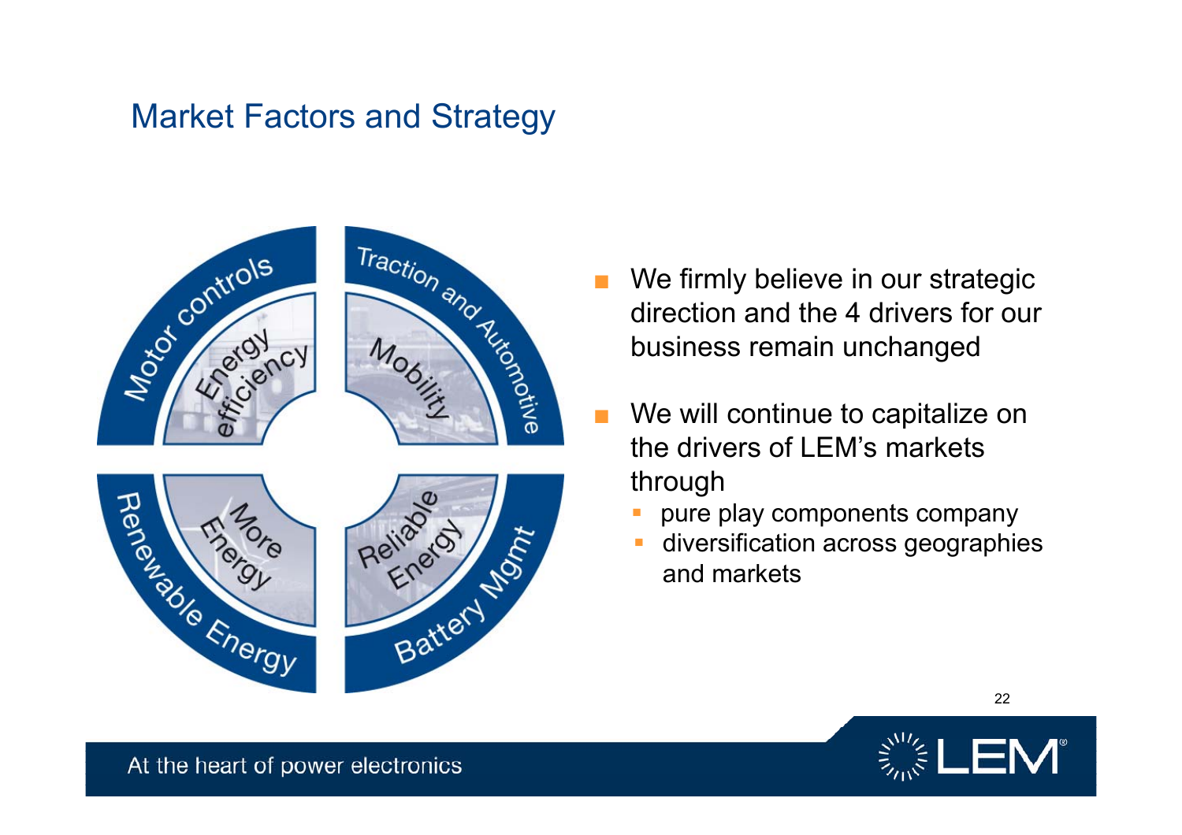# Market Factors and Strategy

Motor controls — Energy efficiency
Traction and Automotive — Mobility
Renewable Energy — More Energy
Battery Mgmt — Reliable Energy

- We firmly believe in our strategic direction and the 4 drivers for our business remain unchanged
- We will continue to capitalize on the drivers of LEM's markets through
  - pure play components company
  - diversification across geographies and markets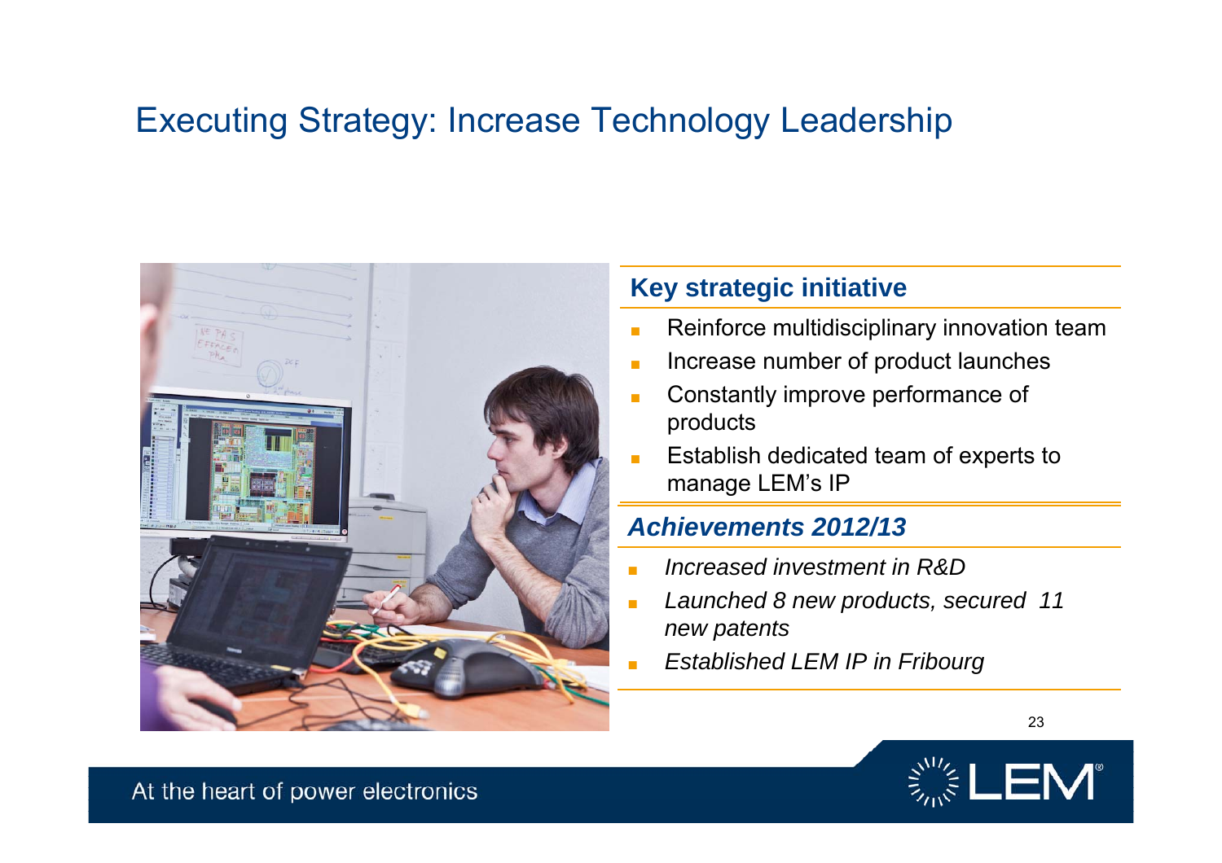# Executing Strategy: Increase Technology Leadership

## Key strategic initiative

- Reinforce multidisciplinary innovation team
- Increase number of product launches
- Constantly improve performance of products
- Establish dedicated team of experts to manage LEM's IP

## *Achievements 2012/13*

- *Increased investment in R&D*
- *Launched 8 new products, secured 11 new patents*
- *Established LEM IP in Fribourg*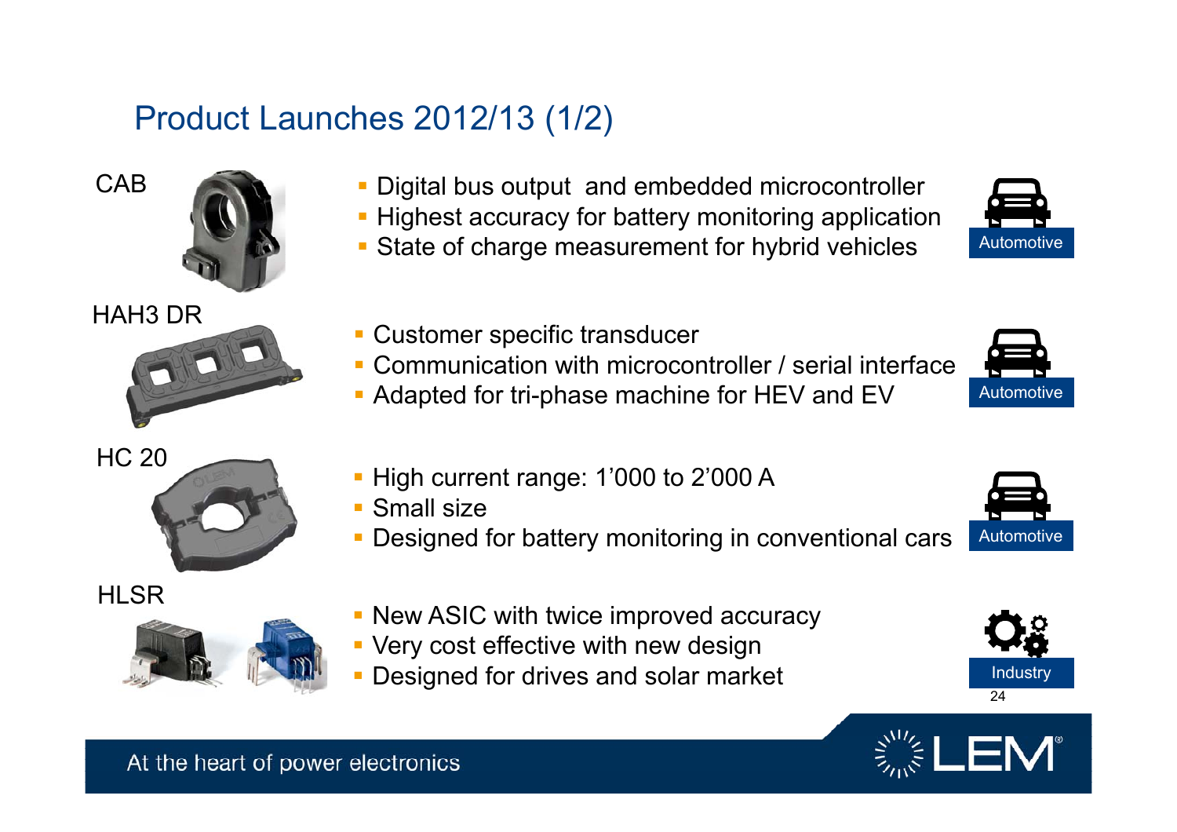# Product Launches 2012/13 (1/2)

**CAB**

- Digital bus output and embedded microcontroller
- Highest accuracy for battery monitoring application
- State of charge measurement for hybrid vehicles

Automotive

**HAH3 DR**

- Customer specific transducer
- Communication with microcontroller / serial interface
- Adapted for tri-phase machine for HEV and EV

Automotive

**HC 20**

- High current range: 1’000 to 2’000 A
- Small size
- Designed for battery monitoring in conventional cars

Automotive

**HLSR**

- New ASIC with twice improved accuracy
- Very cost effective with new design
- Designed for drives and solar market

Industry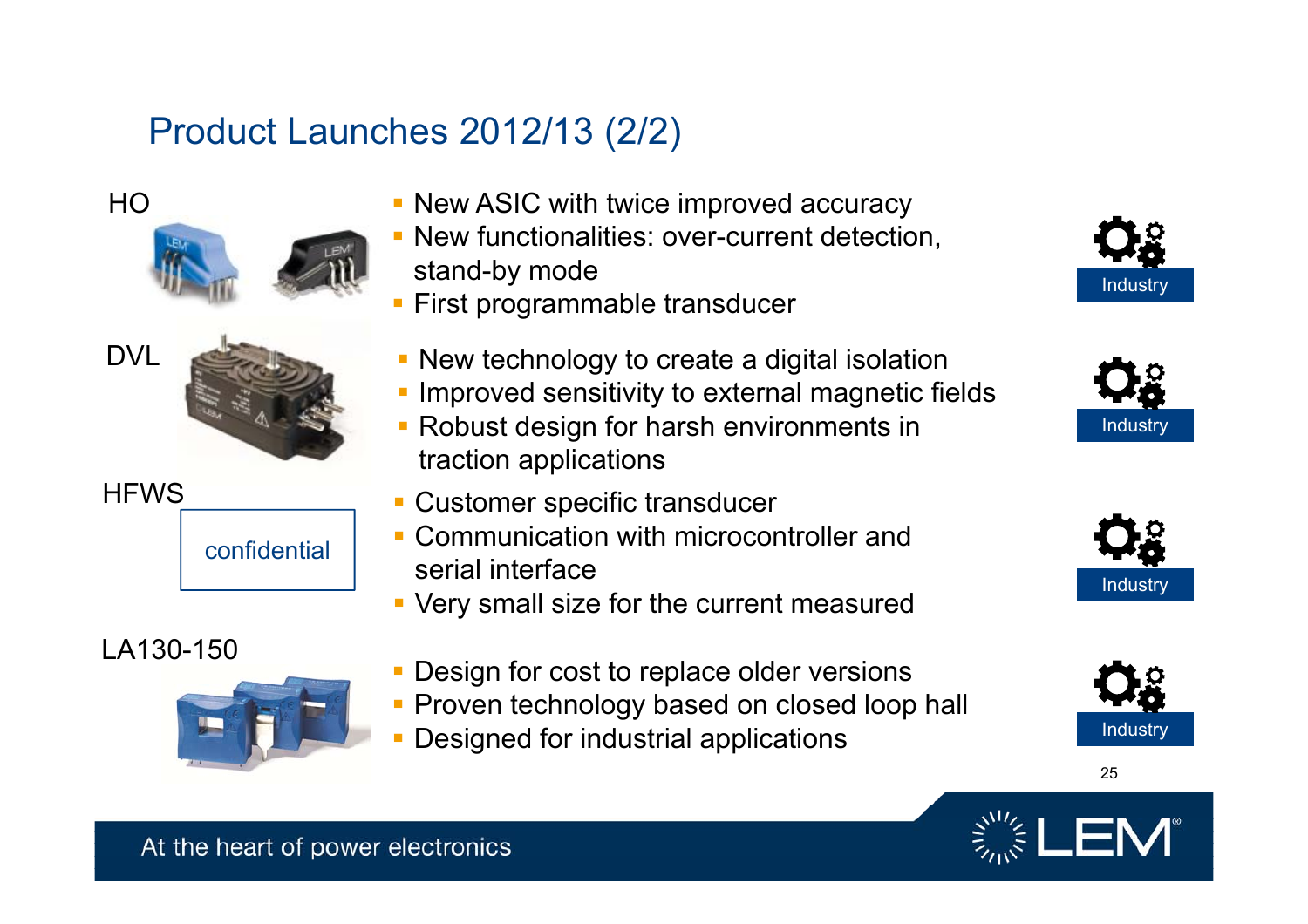# Product Launches 2012/13 (2/2)

### HO

- New ASIC with twice improved accuracy
- New functionalities: over-current detection, stand-by mode
- First programmable transducer

Industry

### DVL

- New technology to create a digital isolation
- Improved sensitivity to external magnetic fields
- Robust design for harsh environments in traction applications

Industry

### HFWS

confidential

- Customer specific transducer
- Communication with microcontroller and serial interface
- Very small size for the current measured

Industry

### LA130-150

- Design for cost to replace older versions
- Proven technology based on closed loop hall
- Designed for industrial applications

Industry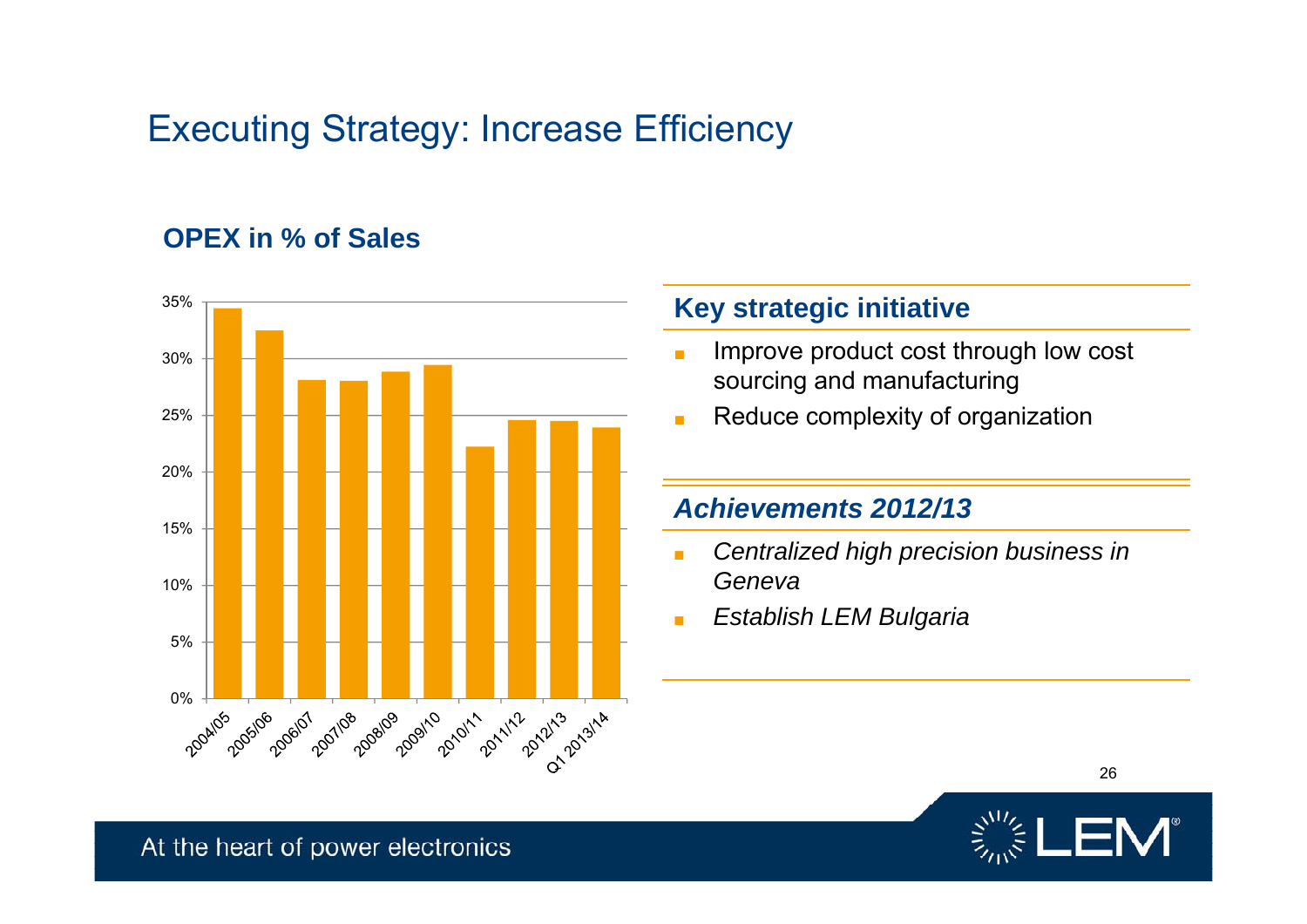# Executing Strategy: Increase Efficiency

## OPEX in % of Sales

| Year | OPEX in % of Sales |
|---|---|
| 2004/05 | ~34.5% |
| 2005/06 | ~32.5% |
| 2006/07 | ~28% |
| 2007/08 | ~28% |
| 2008/09 | ~29% |
| 2009/10 | ~29.5% |
| 2010/11 | ~22% |
| 2011/12 | ~24.5% |
| 2012/13 | ~24.5% |
| Q1 2013/14 | ~24% |

### Key strategic initiative

- Improve product cost through low cost sourcing and manufacturing
- Reduce complexity of organization

### *Achievements 2012/13*

- *Centralized high precision business in Geneva*
- *Establish LEM Bulgaria*

At the heart of power electronics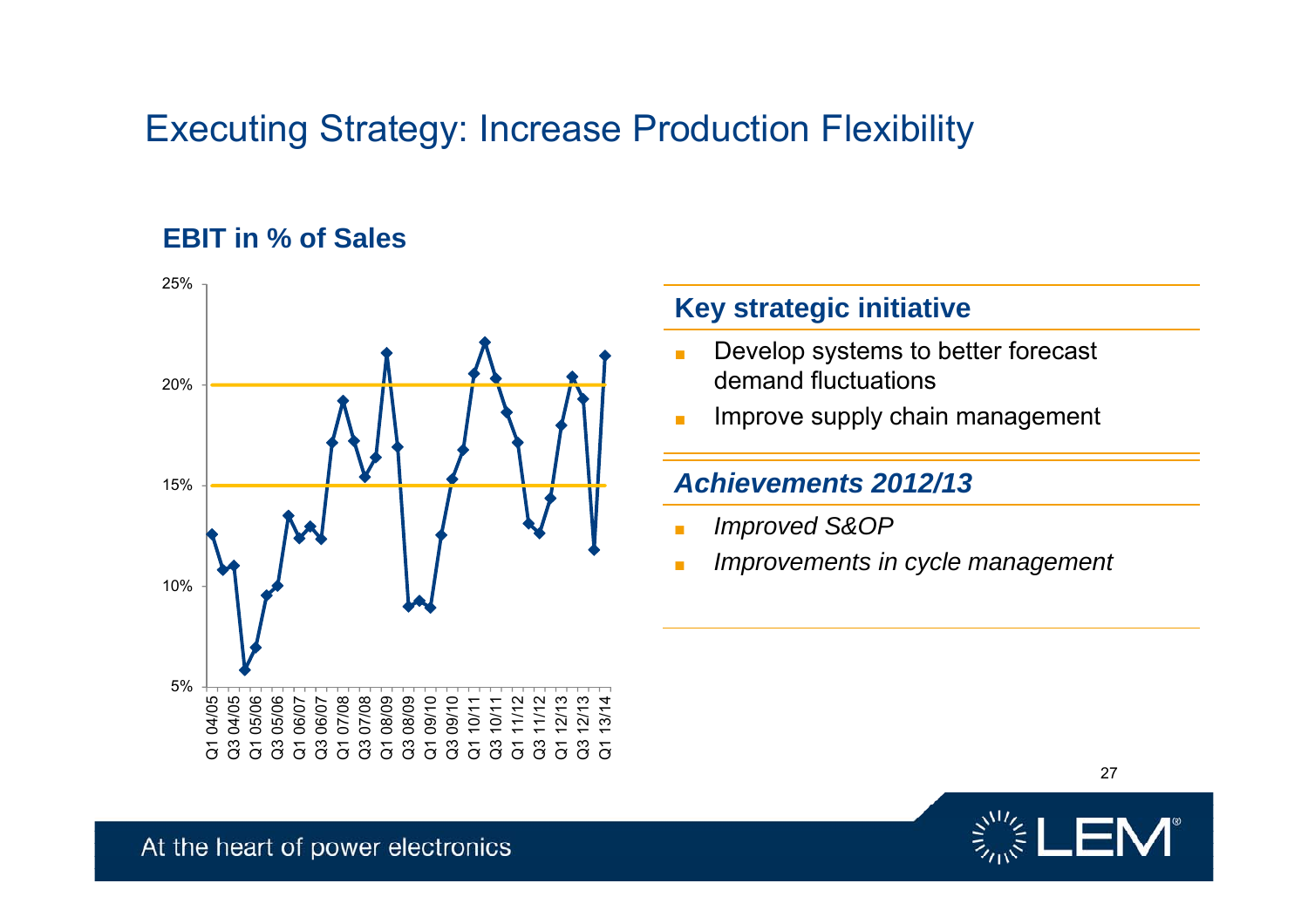# Executing Strategy: Increase Production Flexibility

**EBIT in % of Sales**

### Key strategic initiative

- Develop systems to better forecast demand fluctuations
- Improve supply chain management

### *Achievements 2012/13*

- *Improved S&OP*
- *Improvements in cycle management*

At the heart of power electronics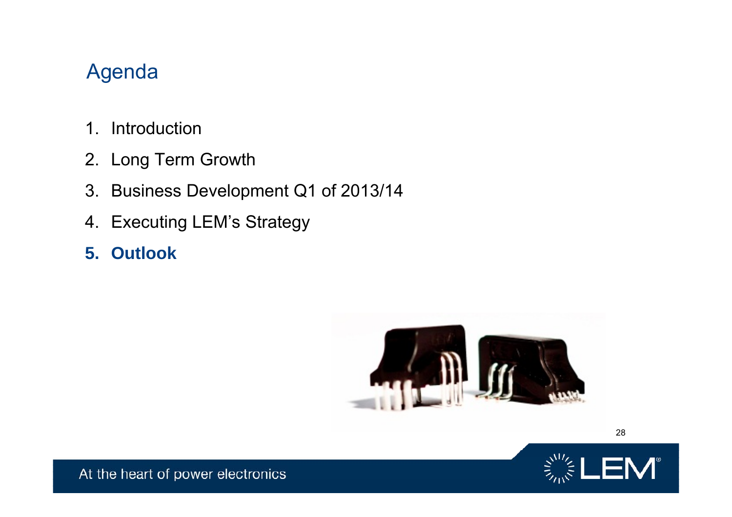# Agenda

1. Introduction
2. Long Term Growth
3. Business Development Q1 of 2013/14
4. Executing LEM's Strategy
5. **Outlook**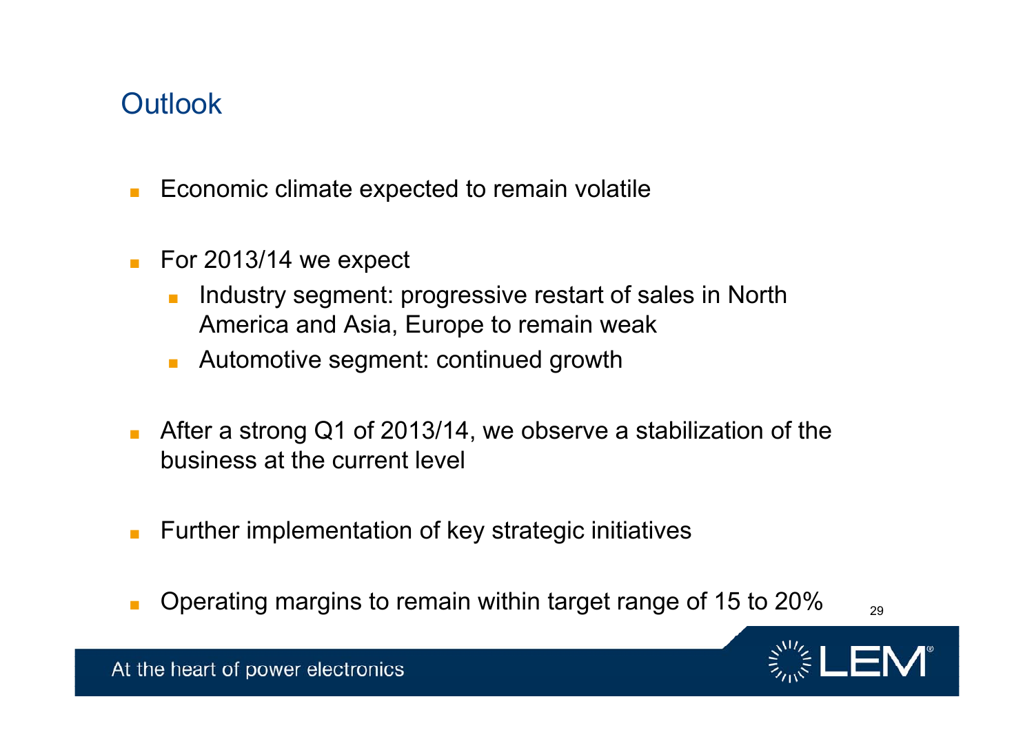# Outlook

- Economic climate expected to remain volatile
- For 2013/14 we expect
  - Industry segment: progressive restart of sales in North America and Asia, Europe to remain weak
  - Automotive segment: continued growth
- After a strong Q1 of 2013/14, we observe a stabilization of the business at the current level
- Further implementation of key strategic initiatives
- Operating margins to remain within target range of 15 to 20%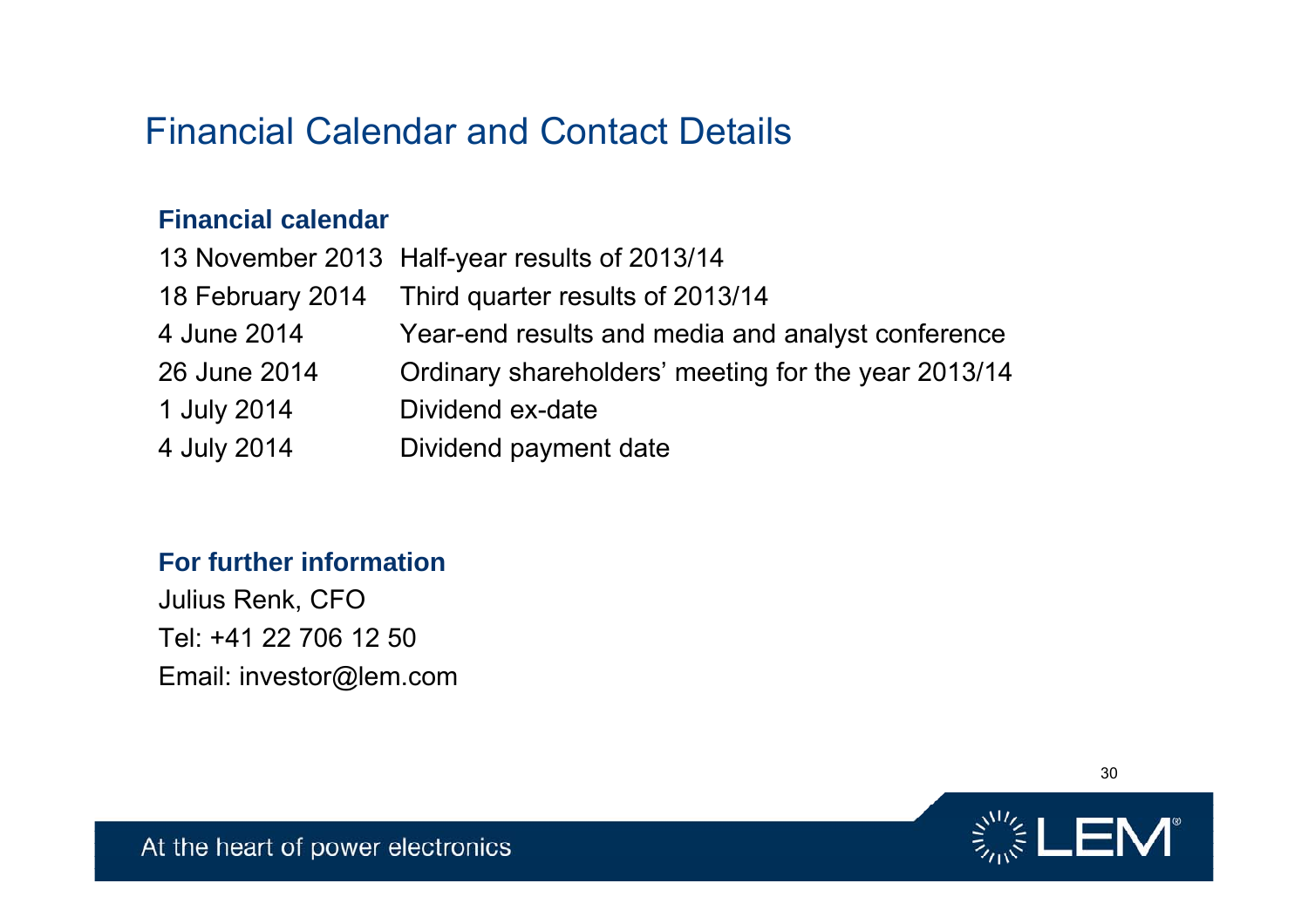# Financial Calendar and Contact Details

## Financial calendar

| | |
|---|---|
| 13 November 2013 | Half-year results of 2013/14 |
| 18 February 2014 | Third quarter results of 2013/14 |
| 4 June 2014 | Year-end results and media and analyst conference |
| 26 June 2014 | Ordinary shareholders' meeting for the year 2013/14 |
| 1 July 2014 | Dividend ex-date |
| 4 July 2014 | Dividend payment date |

## For further information

Julius Renk, CFO

Tel: +41 22 706 12 50

Email: investor@lem.com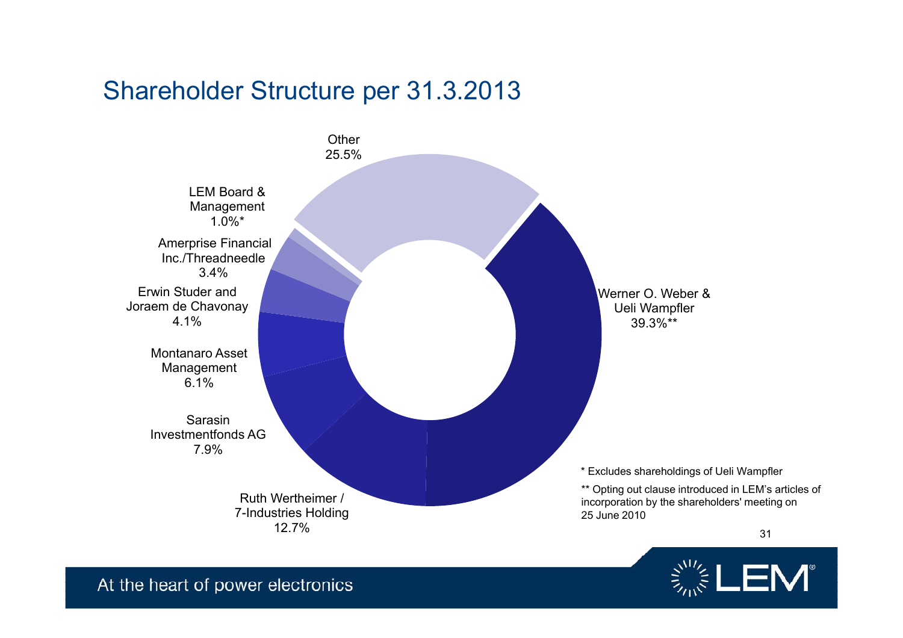# Shareholder Structure per 31.3.2013

Other
25.5%

LEM Board &
Management
1.0%*

Amerprise Financial
Inc./Threadneedle
3.4%

Erwin Studer and
Joraem de Chavonay
4.1%

Montanaro Asset
Management
6.1%

Sarasin
Investmentfonds AG
7.9%

Ruth Wertheimer /
7-Industries Holding
12.7%

Werner O. Weber &
Ueli Wampfler
39.3%**

* Excludes shareholdings of Ueli Wampfler

** Opting out clause introduced in LEM's articles of incorporation by the shareholders' meeting on 25 June 2010

At the heart of power electronics